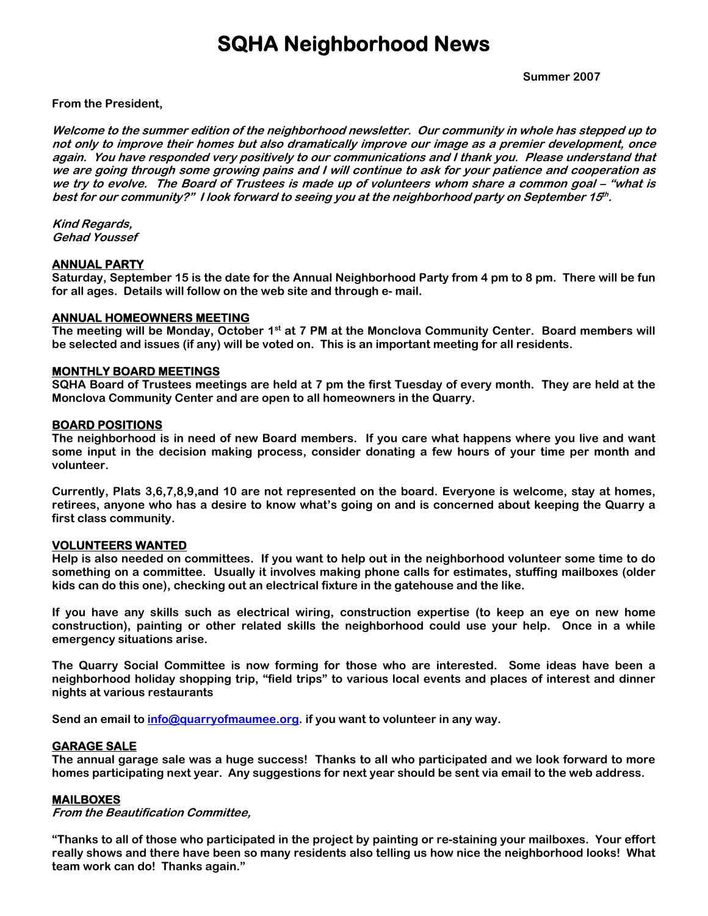# SQHA Neighborhood News

**Summer 2007**

**From the President,**

***Welcome to the summer edition of the neighborhood newsletter. Our community in whole has stepped up to not only to improve their homes but also dramatically improve our image as a premier development, once again. You have responded very positively to our communications and I thank you. Please understand that we are going through some growing pains and I will continue to ask for your patience and cooperation as we try to evolve. The Board of Trustees is made up of volunteers whom share a common goal – "what is best for our community?" I look forward to seeing you at the neighborhood party on September 15th.***

***Kind Regards,***
***Gehad Youssef***

### ANNUAL PARTY

**Saturday, September 15 is the date for the Annual Neighborhood Party from 4 pm to 8 pm. There will be fun for all ages. Details will follow on the web site and through e- mail.**

### ANNUAL HOMEOWNERS MEETING

**The meeting will be Monday, October 1st at 7 PM at the Monclova Community Center. Board members will be selected and issues (if any) will be voted on. This is an important meeting for all residents.**

### MONTHLY BOARD MEETINGS

**SQHA Board of Trustees meetings are held at 7 pm the first Tuesday of every month. They are held at the Monclova Community Center and are open to all homeowners in the Quarry.**

### BOARD POSITIONS

**The neighborhood is in need of new Board members. If you care what happens where you live and want some input in the decision making process, consider donating a few hours of your time per month and volunteer.**

**Currently, Plats 3,6,7,8,9,and 10 are not represented on the board. Everyone is welcome, stay at homes, retirees, anyone who has a desire to know what's going on and is concerned about keeping the Quarry a first class community.**

### VOLUNTEERS WANTED

**Help is also needed on committees. If you want to help out in the neighborhood volunteer some time to do something on a committee. Usually it involves making phone calls for estimates, stuffing mailboxes (older kids can do this one), checking out an electrical fixture in the gatehouse and the like.**

**If you have any skills such as electrical wiring, construction expertise (to keep an eye on new home construction), painting or other related skills the neighborhood could use your help. Once in a while emergency situations arise.**

**The Quarry Social Committee is now forming for those who are interested. Some ideas have been a neighborhood holiday shopping trip, "field trips" to various local events and places of interest and dinner nights at various restaurants**

**Send an email to info@quarryofmaumee.org. if you want to volunteer in any way.**

### GARAGE SALE

**The annual garage sale was a huge success! Thanks to all who participated and we look forward to more homes participating next year. Any suggestions for next year should be sent via email to the web address.**

### MAILBOXES

***From the Beautification Committee,***

**"Thanks to all of those who participated in the project by painting or re-staining your mailboxes. Your effort really shows and there have been so many residents also telling us how nice the neighborhood looks! What team work can do! Thanks again."**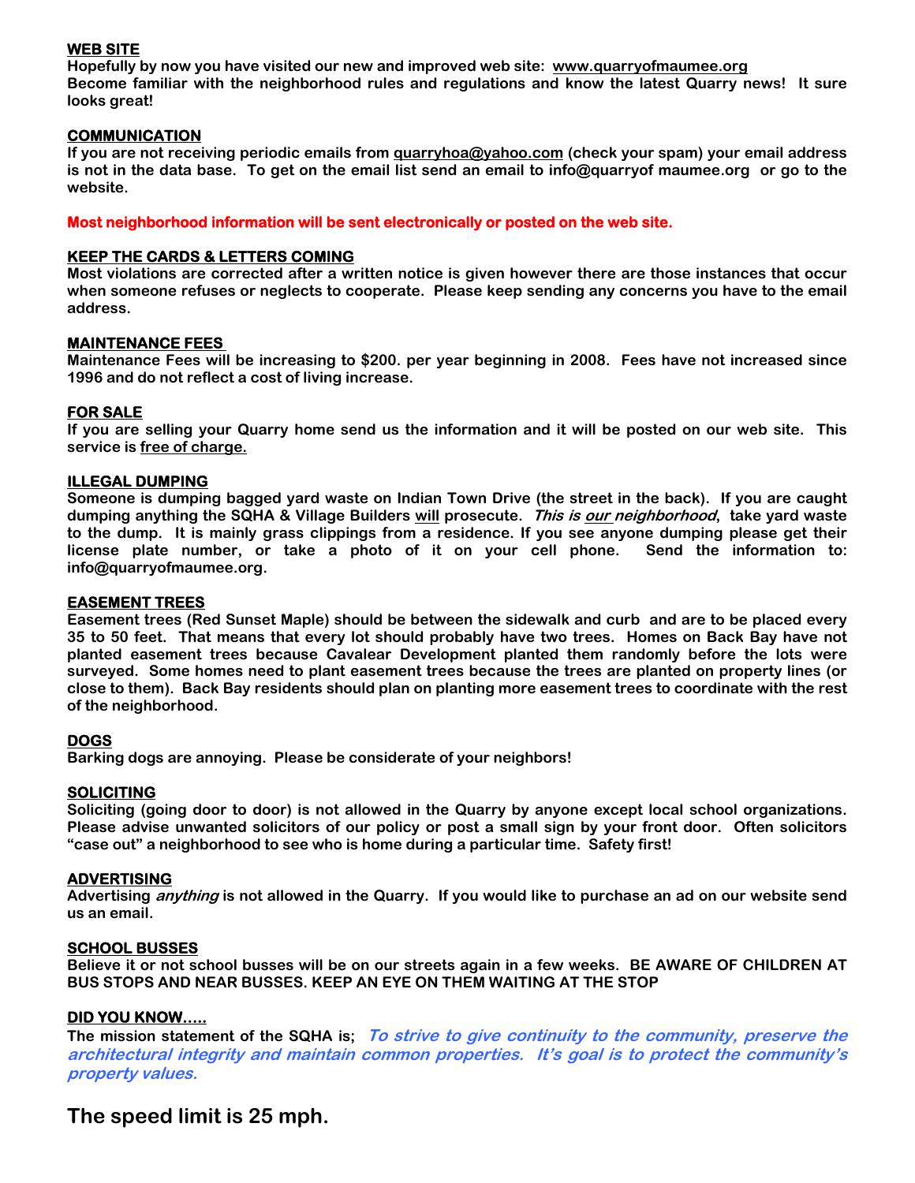**WEB SITE**

**Hopefully by now you have visited our new and improved web site: www.quarryofmaumee.org**
**Become familiar with the neighborhood rules and regulations and know the latest Quarry news! It sure looks great!**

**COMMUNICATION**

**If you are not receiving periodic emails from quarryhoa@yahoo.com (check your spam) your email address is not in the data base. To get on the email list send an email to info@quarryof maumee.org or go to the website.**

**Most neighborhood information will be sent electronically or posted on the web site.**

**KEEP THE CARDS & LETTERS COMING**

**Most violations are corrected after a written notice is given however there are those instances that occur when someone refuses or neglects to cooperate. Please keep sending any concerns you have to the email address.**

**MAINTENANCE FEES**

**Maintenance Fees will be increasing to $200. per year beginning in 2008. Fees have not increased since 1996 and do not reflect a cost of living increase.**

**FOR SALE**

**If you are selling your Quarry home send us the information and it will be posted on our web site. This service is free of charge.**

**ILLEGAL DUMPING**

**Someone is dumping bagged yard waste on Indian Town Drive (the street in the back). If you are caught dumping anything the SQHA & Village Builders will prosecute. *This is our neighborhood*, take yard waste to the dump. It is mainly grass clippings from a residence. If you see anyone dumping please get their license plate number, or take a photo of it on your cell phone. Send the information to: info@quarryofmaumee.org.**

**EASEMENT TREES**

**Easement trees (Red Sunset Maple) should be between the sidewalk and curb and are to be placed every 35 to 50 feet. That means that every lot should probably have two trees. Homes on Back Bay have not planted easement trees because Cavalear Development planted them randomly before the lots were surveyed. Some homes need to plant easement trees because the trees are planted on property lines (or close to them). Back Bay residents should plan on planting more easement trees to coordinate with the rest of the neighborhood.**

**DOGS**

**Barking dogs are annoying. Please be considerate of your neighbors!**

**SOLICITING**

**Soliciting (going door to door) is not allowed in the Quarry by anyone except local school organizations. Please advise unwanted solicitors of our policy or post a small sign by your front door. Often solicitors "case out" a neighborhood to see who is home during a particular time. Safety first!**

**ADVERTISING**

**Advertising *anything* is not allowed in the Quarry. If you would like to purchase an ad on our website send us an email.**

**SCHOOL BUSSES**

**Believe it or not school busses will be on our streets again in a few weeks. BE AWARE OF CHILDREN AT BUS STOPS AND NEAR BUSSES. KEEP AN EYE ON THEM WAITING AT THE STOP**

**DID YOU KNOW…..**

**The mission statement of the SQHA is; *To strive to give continuity to the community, preserve the architectural integrity and maintain common properties. It's goal is to protect the community's property values.***

## The speed limit is 25 mph.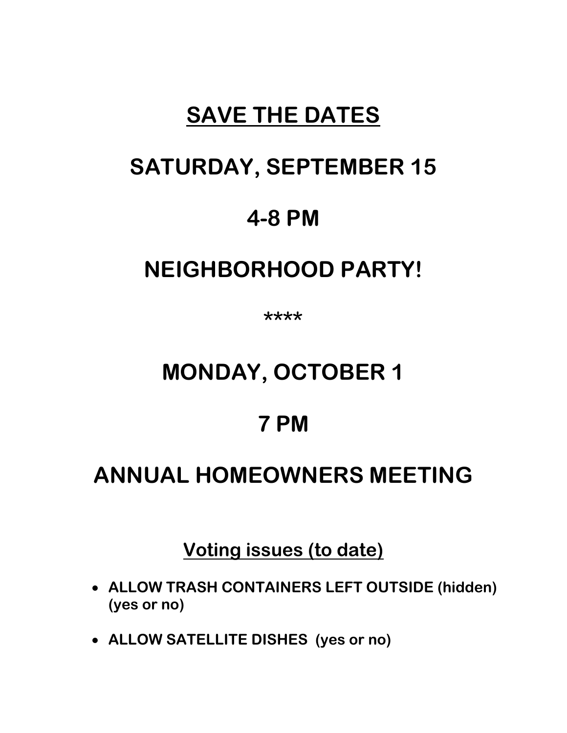# SAVE THE DATES

## SATURDAY, SEPTEMBER 15

## 4-8 PM

## NEIGHBORHOOD PARTY!

****

## MONDAY, OCTOBER 1

## 7 PM

## ANNUAL HOMEOWNERS MEETING

### Voting issues (to date)

- **ALLOW TRASH CONTAINERS LEFT OUTSIDE (hidden) (yes or no)**
- **ALLOW SATELLITE DISHES (yes or no)**